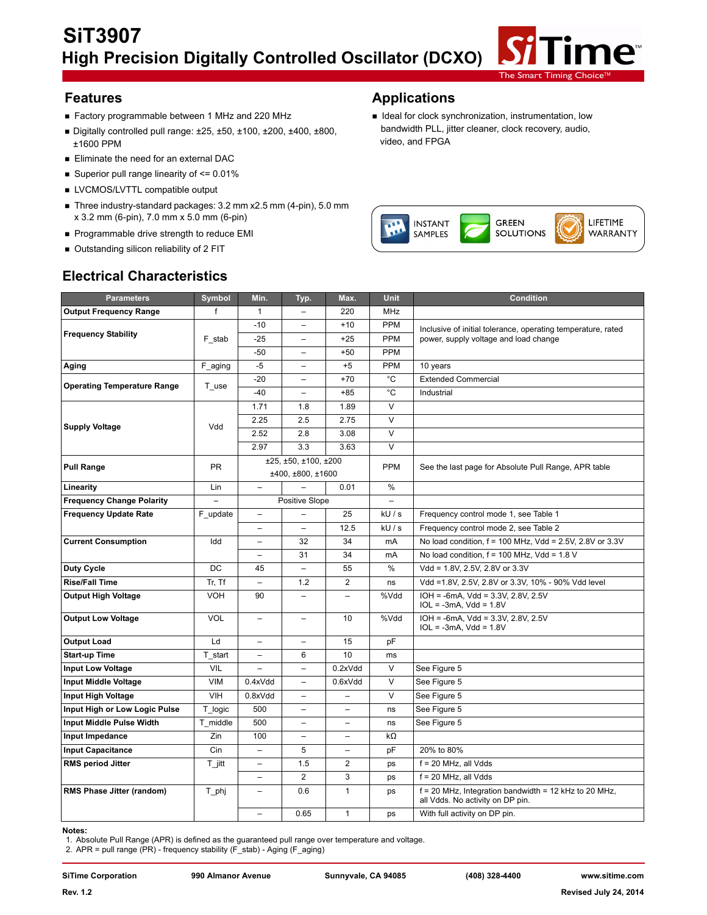# SiT3907

## High Precision Digitally Controlled Oscillator (DCXO)

### Features

- Factory programmable between 1 MHz and 220 MHz
- Digitally controlled pull range: ±25, ±50, ±100, ±200, ±400, ±800, ±1600 PPM
- Eliminate the need for an external DAC
- Superior pull range linearity of <= 0.01%
- LVCMOS/LVTTL compatible output
- Three industry-standard packages: 3.2 mm x2.5 mm (4-pin), 5.0 mm x 3.2 mm (6-pin), 7.0 mm x 5.0 mm (6-pin)
- Programmable drive strength to reduce EMI
- Outstanding silicon reliability of 2 FIT

### Applications

- Ideal for clock synchronization, instrumentation, low bandwidth PLL, jitter cleaner, clock recovery, audio, video, and FPGA

INSTANT SAMPLES GREEN SOLUTIONS LIFETIME WARRANTY

### Electrical Characteristics

| Parameters | Symbol | Min. | Typ. | Max. | Unit | Condition |
|---|---|---|---|---|---|---|
| Output Frequency Range | f | 1 | – | 220 | MHz | |
| Frequency Stability | F_stab | -10 | – | +10 | PPM | Inclusive of initial tolerance, operating temperature, rated power, supply voltage and load change |
| | | -25 | – | +25 | PPM | |
| | | -50 | – | +50 | PPM | |
| Aging | F_aging | -5 | – | +5 | PPM | 10 years |
| Operating Temperature Range | T_use | -20 | – | +70 | °C | Extended Commercial |
| | | -40 | – | +85 | °C | Industrial |
| Supply Voltage | Vdd | 1.71 | 1.8 | 1.89 | V | |
| | | 2.25 | 2.5 | 2.75 | V | |
| | | 2.52 | 2.8 | 3.08 | V | |
| | | 2.97 | 3.3 | 3.63 | V | |
| Pull Range | PR | ±25, ±50, ±100, ±200 ±400, ±800, ±1600 | | | PPM | See the last page for Absolute Pull Range, APR table |
| Linearity | Lin | – | – | 0.01 | % | |
| Frequency Change Polarity | – | Positive Slope | | | – | |
| Frequency Update Rate | F_update | – | – | 25 | kU / s | Frequency control mode 1, see Table 1 |
| | | – | – | 12.5 | kU / s | Frequency control mode 2, see Table 2 |
| Current Consumption | Idd | – | 32 | 34 | mA | No load condition, f = 100 MHz, Vdd = 2.5V, 2.8V or 3.3V |
| | | – | 31 | 34 | mA | No load condition, f = 100 MHz, Vdd = 1.8 V |
| Duty Cycle | DC | 45 | – | 55 | % | Vdd = 1.8V, 2.5V, 2.8V or 3.3V |
| Rise/Fall Time | Tr, Tf | – | 1.2 | 2 | ns | Vdd =1.8V, 2.5V, 2.8V or 3.3V, 10% - 90% Vdd level |
| Output High Voltage | VOH | 90 | – | – | %Vdd | IOH = -6mA, Vdd = 3.3V, 2.8V, 2.5V IOL = -3mA, Vdd = 1.8V |
| Output Low Voltage | VOL | – | – | 10 | %Vdd | IOH = -6mA, Vdd = 3.3V, 2.8V, 2.5V IOL = -3mA, Vdd = 1.8V |
| Output Load | Ld | – | – | 15 | pF | |
| Start-up Time | T_start | – | 6 | 10 | ms | |
| Input Low Voltage | VIL | – | – | 0.2xVdd | V | See Figure 5 |
| Input Middle Voltage | VIM | 0.4xVdd | – | 0.6xVdd | V | See Figure 5 |
| Input High Voltage | VIH | 0.8xVdd | – | – | V | See Figure 5 |
| Input High or Low Logic Pulse | T_logic | 500 | – | – | ns | See Figure 5 |
| Input Middle Pulse Width | T_middle | 500 | – | – | ns | See Figure 5 |
| Input Impedance | Zin | 100 | – | – | kΩ | |
| Input Capacitance | Cin | – | 5 | – | pF | 20% to 80% |
| RMS period Jitter | T_jitt | – | 1.5 | 2 | ps | f = 20 MHz, all Vdds |
| | | – | 2 | 3 | ps | f = 20 MHz, all Vdds |
| RMS Phase Jitter (random) | T_phj | – | 0.6 | 1 | ps | f = 20 MHz, Integration bandwidth = 12 kHz to 20 MHz, all Vdds. No activity on DP pin. |
| | | – | 0.65 | 1 | ps | With full activity on DP pin. |

**Notes:**

1. Absolute Pull Range (APR) is defined as the guaranteed pull range over temperature and voltage.
2. APR = pull range (PR) - frequency stability (F_stab) - Aging (F_aging)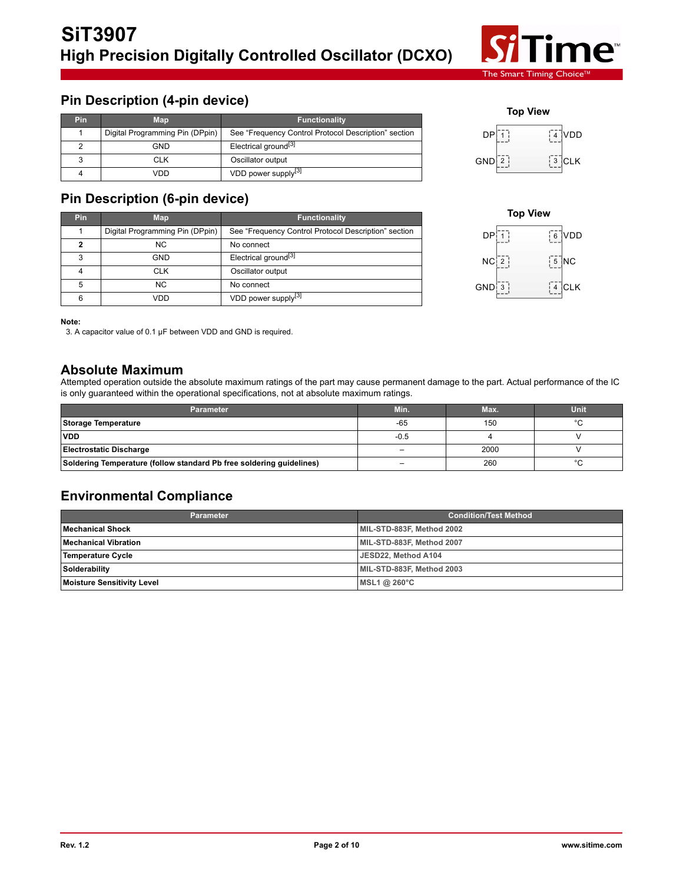## Pin Description (4-pin device)

| Pin | Map | Functionality |
|---|---|---|
| 1 | Digital Programming Pin (DPpin) | See "Frequency Control Protocol Description" section |
| 2 | GND | Electrical ground[3] |
| 3 | CLK | Oscillator output |
| 4 | VDD | VDD power supply[3] |

Top View

DP 1 | 4 VDD
GND 2 | 3 CLK

## Pin Description (6-pin device)

| Pin | Map | Functionality |
|---|---|---|
| 1 | Digital Programming Pin (DPpin) | See "Frequency Control Protocol Description" section |
| **2** | NC | No connect |
| 3 | GND | Electrical ground[3] |
| 4 | CLK | Oscillator output |
| 5 | NC | No connect |
| 6 | VDD | VDD power supply[3] |

Top View

DP 1 | 6 VDD
NC 2 | 5 NC
GND 3 | 4 CLK

**Note:**

3. A capacitor value of 0.1 μF between VDD and GND is required.

## Absolute Maximum

Attempted operation outside the absolute maximum ratings of the part may cause permanent damage to the part. Actual performance of the IC is only guaranteed within the operational specifications, not at absolute maximum ratings.

| Parameter | Min. | Max. | Unit |
|---|---|---|---|
| **Storage Temperature** | -65 | 150 | °C |
| **VDD** | -0.5 | 4 | V |
| **Electrostatic Discharge** | – | 2000 | V |
| **Soldering Temperature (follow standard Pb free soldering guidelines)** | – | 260 | °C |

## Environmental Compliance

| Parameter | Condition/Test Method |
|---|---|
| **Mechanical Shock** | **MIL-STD-883F, Method 2002** |
| **Mechanical Vibration** | **MIL-STD-883F, Method 2007** |
| **Temperature Cycle** | **JESD22, Method A104** |
| **Solderability** | **MIL-STD-883F, Method 2003** |
| **Moisture Sensitivity Level** | **MSL1 @ 260°C** |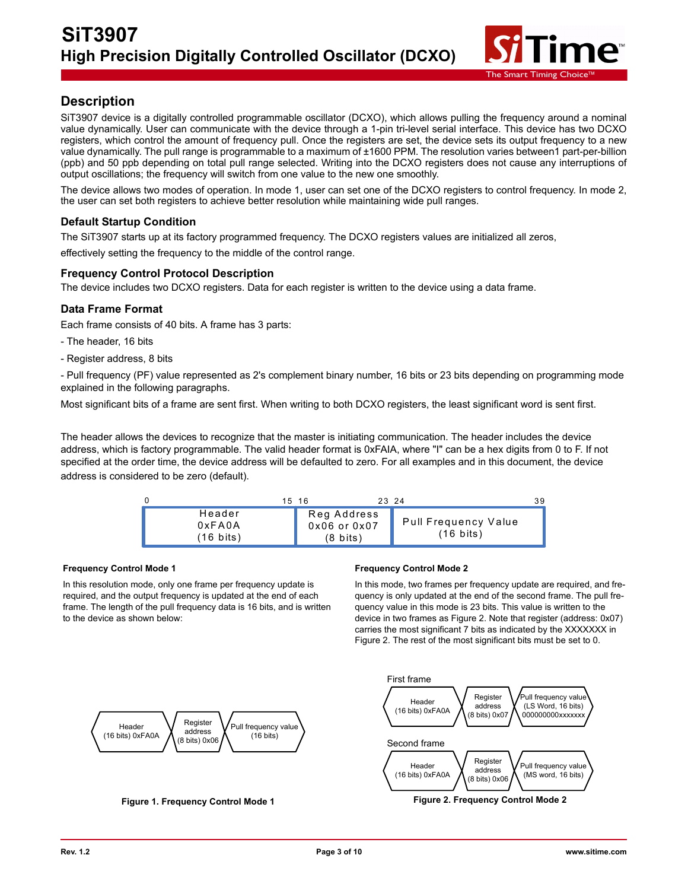# SiT3907

## High Precision Digitally Controlled Oscillator (DCXO)

## Description

SiT3907 device is a digitally controlled programmable oscillator (DCXO), which allows pulling the frequency around a nominal value dynamically. User can communicate with the device through a 1-pin tri-level serial interface. This device has two DCXO registers, which control the amount of frequency pull. Once the registers are set, the device sets its output frequency to a new value dynamically. The pull range is programmable to a maximum of ±1600 PPM. The resolution varies between1 part-per-billion (ppb) and 50 ppb depending on total pull range selected. Writing into the DCXO registers does not cause any interruptions of output oscillations; the frequency will switch from one value to the new one smoothly.

The device allows two modes of operation. In mode 1, user can set one of the DCXO registers to control frequency. In mode 2, the user can set both registers to achieve better resolution while maintaining wide pull ranges.

### Default Startup Condition

The SiT3907 starts up at its factory programmed frequency. The DCXO registers values are initialized all zeros,

effectively setting the frequency to the middle of the control range.

### Frequency Control Protocol Description

The device includes two DCXO registers. Data for each register is written to the device using a data frame.

### Data Frame Format

Each frame consists of 40 bits. A frame has 3 parts:

- The header, 16 bits

- Register address, 8 bits

- Pull frequency (PF) value represented as 2's complement binary number, 16 bits or 23 bits depending on programming mode explained in the following paragraphs.

Most significant bits of a frame are sent first. When writing to both DCXO registers, the least significant word is sent first.

The header allows the devices to recognize that the master is initiating communication. The header includes the device address, which is factory programmable. The valid header format is 0xFAIA, where "I" can be a hex digits from 0 to F. If not specified at the order time, the device address will be defaulted to zero. For all examples and in this document, the device address is considered to be zero (default).

| 0 – 15 | 16 – 23 | 24 – 39 |
|---|---|---|
| Header 0xFA0A (16 bits) | Reg Address 0x06 or 0x07 (8 bits) | Pull Frequency Value (16 bits) |

#### Frequency Control Mode 1

In this resolution mode, only one frame per frequency update is required, and the output frequency is updated at the end of each frame. The length of the pull frequency data is 16 bits, and is written to the device as shown below:

| Header (16 bits) 0xFA0A | Register address (8 bits) 0x06 | Pull frequency value (16 bits) |
|---|---|---|

**Figure 1. Frequency Control Mode 1**

#### Frequency Control Mode 2

In this mode, two frames per frequency update are required, and frequency is only updated at the end of the second frame. The pull frequency value in this mode is 23 bits. This value is written to the device in two frames as Figure 2. Note that register (address: 0x07) carries the most significant 7 bits as indicated by the XXXXXXX in Figure 2. The rest of the most significant bits must be set to 0.

First frame

| Header (16 bits) 0xFA0A | Register address (8 bits) 0x07 | Pull frequency value (LS Word, 16 bits) 000000000xxxxxxx |
|---|---|---|

Second frame

| Header (16 bits) 0xFA0A | Register address (8 bits) 0x06 | Pull frequency value (MS word, 16 bits) |
|---|---|---|

**Figure 2. Frequency Control Mode 2**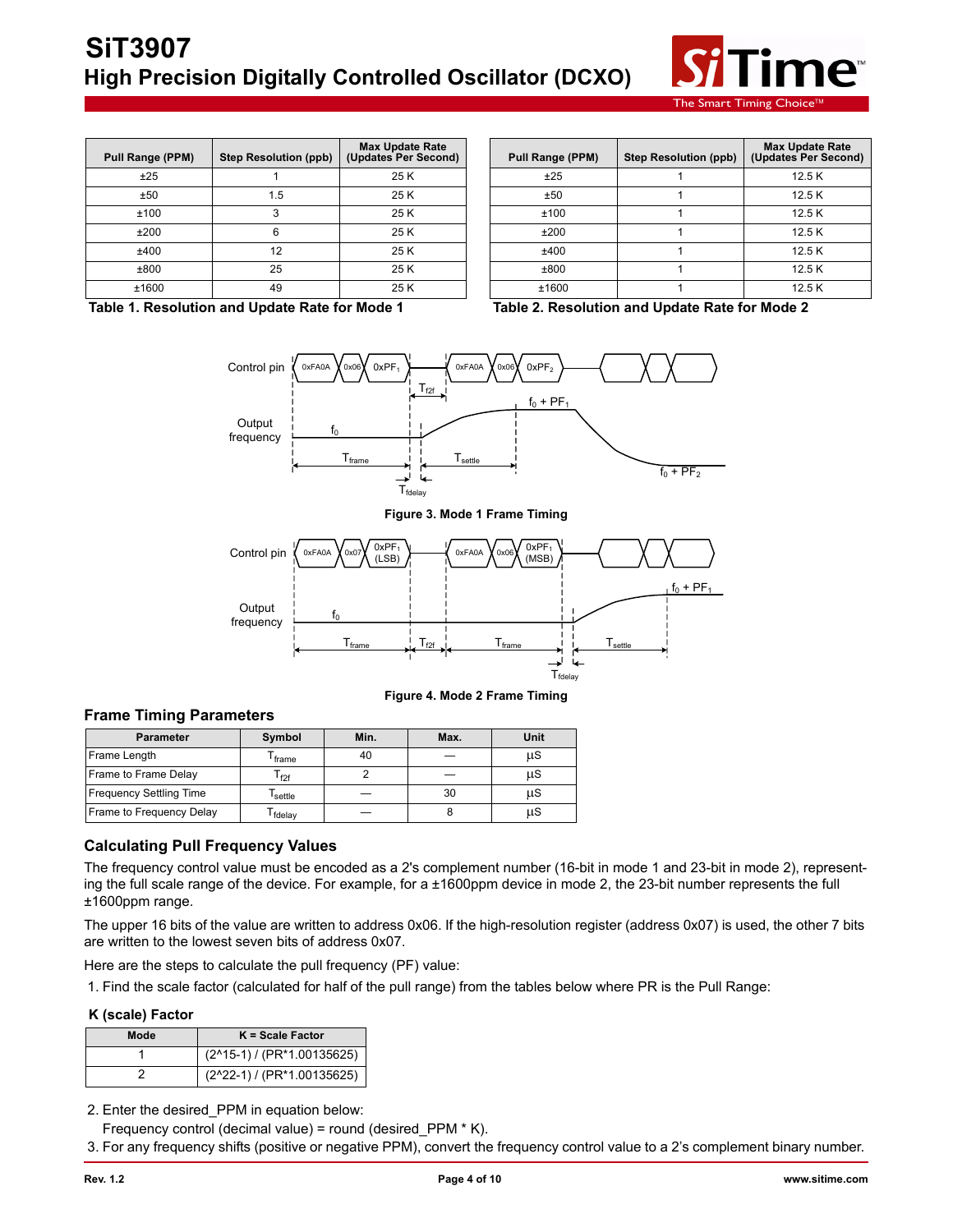| Pull Range (PPM) | Step Resolution (ppb) | Max Update Rate (Updates Per Second) |
|---|---|---|
| ±25 | 1 | 25 K |
| ±50 | 1.5 | 25 K |
| ±100 | 3 | 25 K |
| ±200 | 6 | 25 K |
| ±400 | 12 | 25 K |
| ±800 | 25 | 25 K |
| ±1600 | 49 | 25 K |

**Table 1. Resolution and Update Rate for Mode 1**

| Pull Range (PPM) | Step Resolution (ppb) | Max Update Rate (Updates Per Second) |
|---|---|---|
| ±25 | 1 | 12.5 K |
| ±50 | 1 | 12.5 K |
| ±100 | 1 | 12.5 K |
| ±200 | 1 | 12.5 K |
| ±400 | 1 | 12.5 K |
| ±800 | 1 | 12.5 K |
| ±1600 | 1 | 12.5 K |

**Table 2. Resolution and Update Rate for Mode 2**

**Figure 3. Mode 1 Frame Timing**

**Figure 4. Mode 2 Frame Timing**

## Frame Timing Parameters

| Parameter | Symbol | Min. | Max. | Unit |
|---|---|---|---|---|
| Frame Length | $T_{frame}$ | 40 | — | µS |
| Frame to Frame Delay | $T_{f2f}$ | 2 | — | µS |
| Frequency Settling Time | $T_{settle}$ | — | 30 | µS |
| Frame to Frequency Delay | $T_{fdelay}$ | — | 8 | µS |

## Calculating Pull Frequency Values

The frequency control value must be encoded as a 2's complement number (16-bit in mode 1 and 23-bit in mode 2), representing the full scale range of the device. For example, for a ±1600ppm device in mode 2, the 23-bit number represents the full ±1600ppm range.

The upper 16 bits of the value are written to address 0x06. If the high-resolution register (address 0x07) is used, the other 7 bits are written to the lowest seven bits of address 0x07.

Here are the steps to calculate the pull frequency (PF) value:

1. Find the scale factor (calculated for half of the pull range) from the tables below where PR is the Pull Range:

**K (scale) Factor**

| Mode | K = Scale Factor |
|---|---|
| 1 | (2^15-1) / (PR*1.00135625) |
| 2 | (2^22-1) / (PR*1.00135625) |

2. Enter the desired_PPM in equation below:
   Frequency control (decimal value) = round (desired_PPM * K).
3. For any frequency shifts (positive or negative PPM), convert the frequency control value to a 2's complement binary number.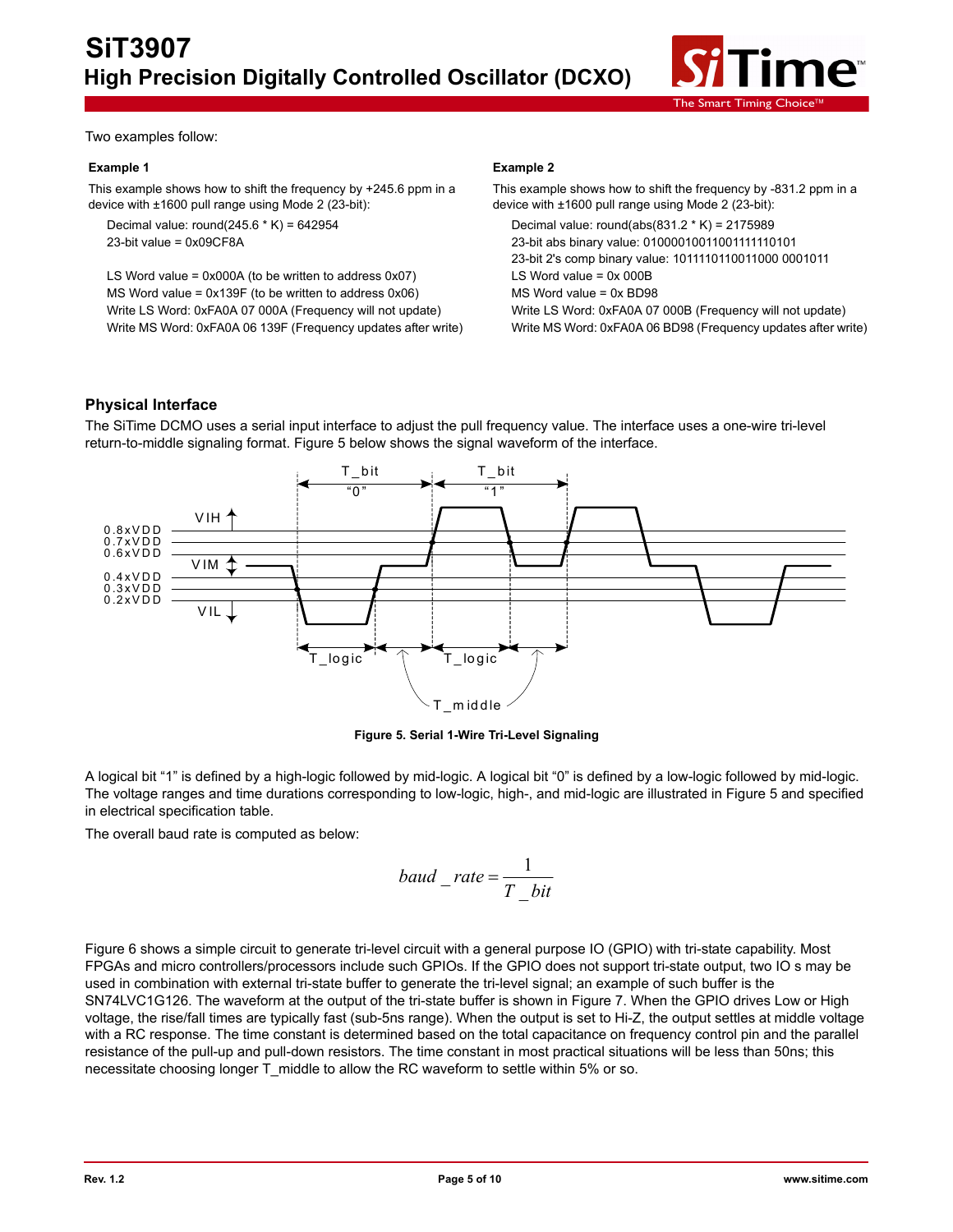Two examples follow:

**Example 1**

This example shows how to shift the frequency by +245.6 ppm in a device with ±1600 pull range using Mode 2 (23-bit):

Decimal value: round(245.6 * K) = 642954
23-bit value = 0x09CF8A

LS Word value = 0x000A (to be written to address 0x07)
MS Word value = 0x139F (to be written to address 0x06)
Write LS Word: 0xFA0A 07 000A (Frequency will not update)
Write MS Word: 0xFA0A 06 139F (Frequency updates after write)

**Example 2**

This example shows how to shift the frequency by -831.2 ppm in a device with ±1600 pull range using Mode 2 (23-bit):

Decimal value: round(abs(831.2 * K) = 2175989
23-bit abs binary value: 01000010011001111110101
23-bit 2's comp binary value: 1011110110011000 0001011
LS Word value = 0x 000B
MS Word value = 0x BD98
Write LS Word: 0xFA0A 07 000B (Frequency will not update)
Write MS Word: 0xFA0A 06 BD98 (Frequency updates after write)

## Physical Interface

The SiTime DCMO uses a serial input interface to adjust the pull frequency value. The interface uses a one-wire tri-level return-to-middle signaling format. Figure 5 below shows the signal waveform of the interface.

**Figure 5. Serial 1-Wire Tri-Level Signaling**

A logical bit "1" is defined by a high-logic followed by mid-logic. A logical bit "0" is defined by a low-logic followed by mid-logic. The voltage ranges and time durations corresponding to low-logic, high-, and mid-logic are illustrated in Figure 5 and specified in electrical specification table.

The overall baud rate is computed as below:

$$baud\_rate = \frac{1}{T\_bit}$$

Figure 6 shows a simple circuit to generate tri-level circuit with a general purpose IO (GPIO) with tri-state capability. Most FPGAs and micro controllers/processors include such GPIOs. If the GPIO does not support tri-state output, two IO s may be used in combination with external tri-state buffer to generate the tri-level signal; an example of such buffer is the SN74LVC1G126. The waveform at the output of the tri-state buffer is shown in Figure 7. When the GPIO drives Low or High voltage, the rise/fall times are typically fast (sub-5ns range). When the output is set to Hi-Z, the output settles at middle voltage with a RC response. The time constant is determined based on the total capacitance on frequency control pin and the parallel resistance of the pull-up and pull-down resistors. The time constant in most practical situations will be less than 50ns; this necessitate choosing longer T_middle to allow the RC waveform to settle within 5% or so.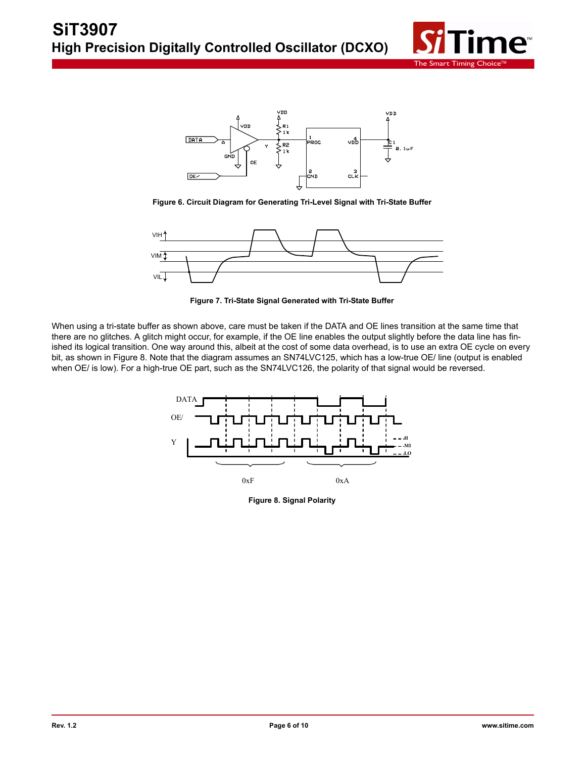Figure 6. Circuit Diagram for Generating Tri-Level Signal with Tri-State Buffer

Figure 7. Tri-State Signal Generated with Tri-State Buffer

When using a tri-state buffer as shown above, care must be taken if the DATA and OE lines transition at the same time that there are no glitches. A glitch might occur, for example, if the OE line enables the output slightly before the data line has finished its logical transition. One way around this, albeit at the cost of some data overhead, is to use an extra OE cycle on every bit, as shown in Figure 8. Note that the diagram assumes an SN74LVC125, which has a low-true OE/ line (output is enabled when OE/ is low). For a high-true OE part, such as the SN74LVC126, the polarity of that signal would be reversed.

Figure 8. Signal Polarity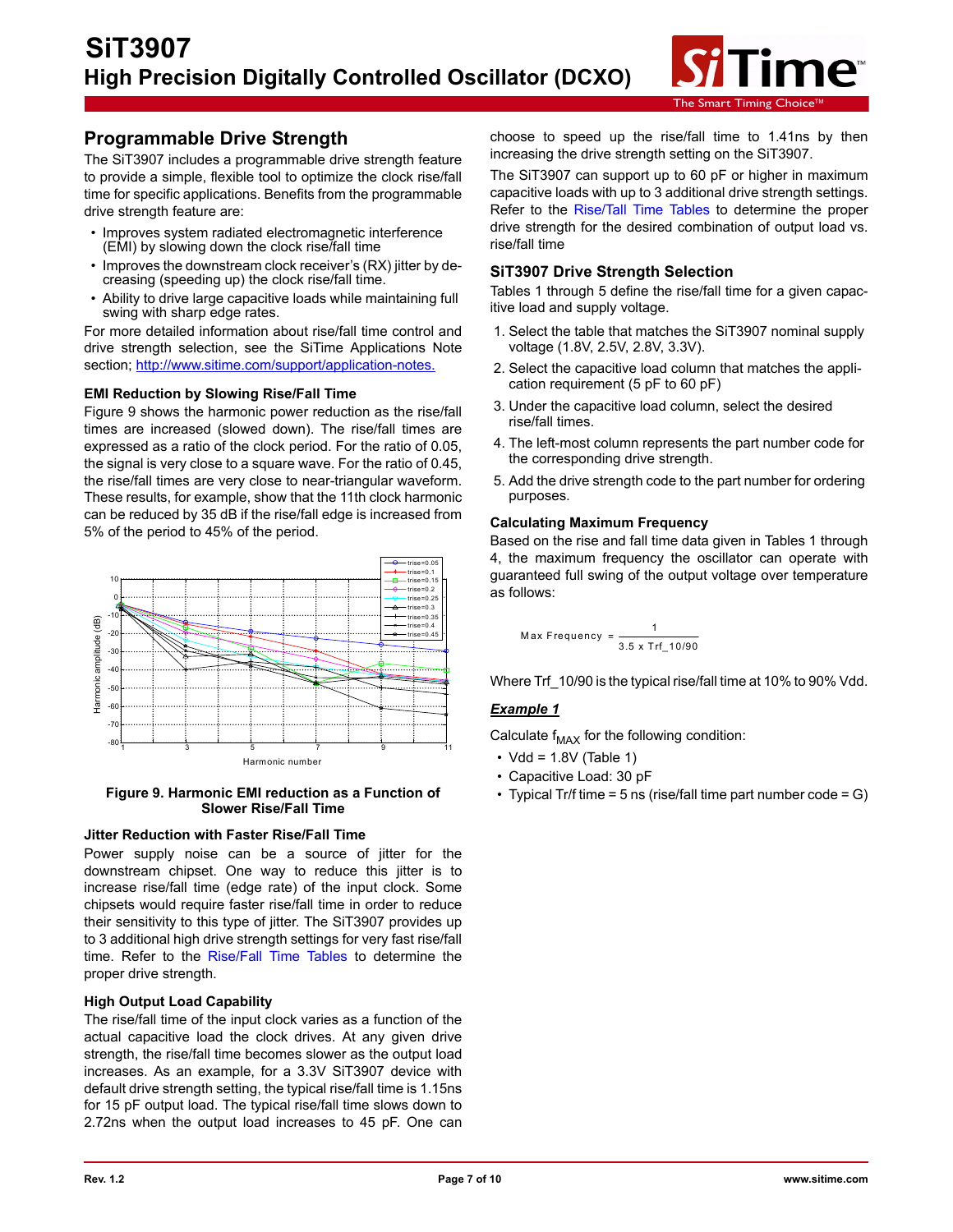## Programmable Drive Strength

The SiT3907 includes a programmable drive strength feature to provide a simple, flexible tool to optimize the clock rise/fall time for specific applications. Benefits from the programmable drive strength feature are:

- Improves system radiated electromagnetic interference (EMI) by slowing down the clock rise/fall time
- Improves the downstream clock receiver's (RX) jitter by decreasing (speeding up) the clock rise/fall time.
- Ability to drive large capacitive loads while maintaining full swing with sharp edge rates.

For more detailed information about rise/fall time control and drive strength selection, see the SiTime Applications Note section; http://www.sitime.com/support/application-notes.

### EMI Reduction by Slowing Rise/Fall Time

Figure 9 shows the harmonic power reduction as the rise/fall times are increased (slowed down). The rise/fall times are expressed as a ratio of the clock period. For the ratio of 0.05, the signal is very close to a square wave. For the ratio of 0.45, the rise/fall times are very close to near-triangular waveform. These results, for example, show that the 11th clock harmonic can be reduced by 35 dB if the rise/fall edge is increased from 5% of the period to 45% of the period.

**Figure 9. Harmonic EMI reduction as a Function of Slower Rise/Fall Time**

### Jitter Reduction with Faster Rise/Fall Time

Power supply noise can be a source of jitter for the downstream chipset. One way to reduce this jitter is to increase rise/fall time (edge rate) of the input clock. Some chipsets would require faster rise/fall time in order to reduce their sensitivity to this type of jitter. The SiT3907 provides up to 3 additional high drive strength settings for very fast rise/fall time. Refer to the Rise/Fall Time Tables to determine the proper drive strength.

### High Output Load Capability

The rise/fall time of the input clock varies as a function of the actual capacitive load the clock drives. At any given drive strength, the rise/fall time becomes slower as the output load increases. As an example, for a 3.3V SiT3907 device with default drive strength setting, the typical rise/fall time is 1.15ns for 15 pF output load. The typical rise/fall time slows down to 2.72ns when the output load increases to 45 pF. One can choose to speed up the rise/fall time to 1.41ns by then increasing the drive strength setting on the SiT3907.

The SiT3907 can support up to 60 pF or higher in maximum capacitive loads with up to 3 additional drive strength settings. Refer to the Rise/Tall Time Tables to determine the proper drive strength for the desired combination of output load vs. rise/fall time

### SiT3907 Drive Strength Selection

Tables 1 through 5 define the rise/fall time for a given capacitive load and supply voltage.

1. Select the table that matches the SiT3907 nominal supply voltage (1.8V, 2.5V, 2.8V, 3.3V).
2. Select the capacitive load column that matches the application requirement (5 pF to 60 pF)
3. Under the capacitive load column, select the desired rise/fall times.
4. The left-most column represents the part number code for the corresponding drive strength.
5. Add the drive strength code to the part number for ordering purposes.

### Calculating Maximum Frequency

Based on the rise and fall time data given in Tables 1 through 4, the maximum frequency the oscillator can operate with guaranteed full swing of the output voltage over temperature as follows:

$$\text{Max Frequency} = \frac{1}{3.5 \times Trf\_10/90}$$

Where Trf_10/90 is the typical rise/fall time at 10% to 90% Vdd.

***Example 1***

Calculate $f_{MAX}$ for the following condition:

- Vdd = 1.8V (Table 1)
- Capacitive Load: 30 pF
- Typical Tr/f time = 5 ns (rise/fall time part number code = G)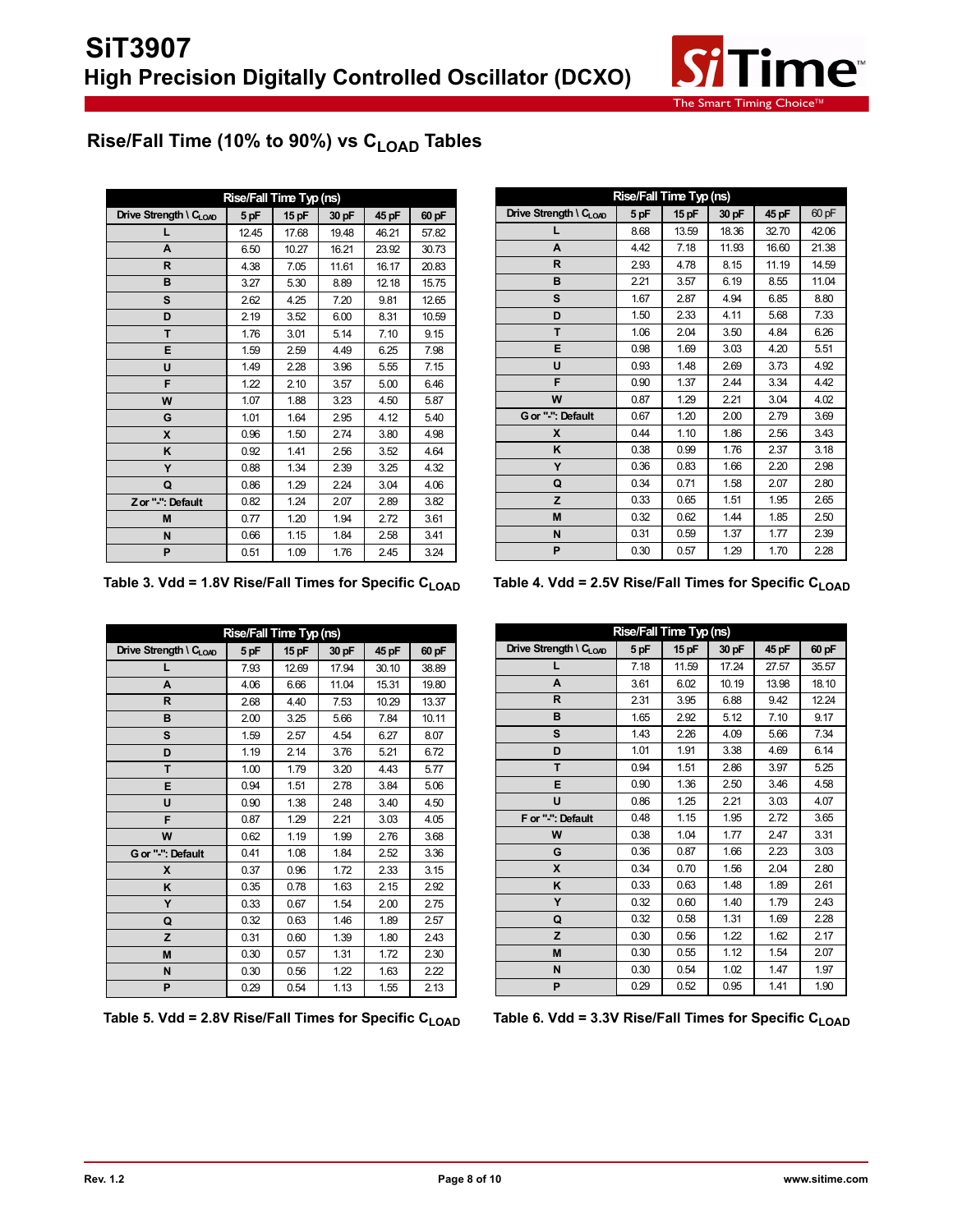## Rise/Fall Time (10% to 90%) vs $C_{LOAD}$ Tables

| Rise/Fall Time Typ (ns) | | | | | |
|---|---|---|---|---|---|
| Drive Strength \ $C_{LOAD}$ | 5 pF | 15 pF | 30 pF | 45 pF | 60 pF |
| L | 12.45 | 17.68 | 19.48 | 46.21 | 57.82 |
| A | 6.50 | 10.27 | 16.21 | 23.92 | 30.73 |
| R | 4.38 | 7.05 | 11.61 | 16.17 | 20.83 |
| B | 3.27 | 5.30 | 8.89 | 12.18 | 15.75 |
| S | 2.62 | 4.25 | 7.20 | 9.81 | 12.65 |
| D | 2.19 | 3.52 | 6.00 | 8.31 | 10.59 |
| T | 1.76 | 3.01 | 5.14 | 7.10 | 9.15 |
| E | 1.59 | 2.59 | 4.49 | 6.25 | 7.98 |
| U | 1.49 | 2.28 | 3.96 | 5.55 | 7.15 |
| F | 1.22 | 2.10 | 3.57 | 5.00 | 6.46 |
| W | 1.07 | 1.88 | 3.23 | 4.50 | 5.87 |
| G | 1.01 | 1.64 | 2.95 | 4.12 | 5.40 |
| X | 0.96 | 1.50 | 2.74 | 3.80 | 4.98 |
| K | 0.92 | 1.41 | 2.56 | 3.52 | 4.64 |
| Y | 0.88 | 1.34 | 2.39 | 3.25 | 4.32 |
| Q | 0.86 | 1.29 | 2.24 | 3.04 | 4.06 |
| Z or "-": Default | 0.82 | 1.24 | 2.07 | 2.89 | 3.82 |
| M | 0.77 | 1.20 | 1.94 | 2.72 | 3.61 |
| N | 0.66 | 1.15 | 1.84 | 2.58 | 3.41 |
| P | 0.51 | 1.09 | 1.76 | 2.45 | 3.24 |

**Table 3. Vdd = 1.8V Rise/Fall Times for Specific $C_{LOAD}$**

| Rise/Fall Time Typ (ns) | | | | | |
|---|---|---|---|---|---|
| Drive Strength \ $C_{LOAD}$ | 5 pF | 15 pF | 30 pF | 45 pF | 60 pF |
| L | 8.68 | 13.59 | 18.36 | 32.70 | 42.06 |
| A | 4.42 | 7.18 | 11.93 | 16.60 | 21.38 |
| R | 2.93 | 4.78 | 8.15 | 11.19 | 14.59 |
| B | 2.21 | 3.57 | 6.19 | 8.55 | 11.04 |
| S | 1.67 | 2.87 | 4.94 | 6.85 | 8.80 |
| D | 1.50 | 2.33 | 4.11 | 5.68 | 7.33 |
| T | 1.06 | 2.04 | 3.50 | 4.84 | 6.26 |
| E | 0.98 | 1.69 | 3.03 | 4.20 | 5.51 |
| U | 0.93 | 1.48 | 2.69 | 3.73 | 4.92 |
| F | 0.90 | 1.37 | 2.44 | 3.34 | 4.42 |
| W | 0.87 | 1.29 | 2.21 | 3.04 | 4.02 |
| G or "-": Default | 0.67 | 1.20 | 2.00 | 2.79 | 3.69 |
| X | 0.44 | 1.10 | 1.86 | 2.56 | 3.43 |
| K | 0.38 | 0.99 | 1.76 | 2.37 | 3.18 |
| Y | 0.36 | 0.83 | 1.66 | 2.20 | 2.98 |
| Q | 0.34 | 0.71 | 1.58 | 2.07 | 2.80 |
| Z | 0.33 | 0.65 | 1.51 | 1.95 | 2.65 |
| M | 0.32 | 0.62 | 1.44 | 1.85 | 2.50 |
| N | 0.31 | 0.59 | 1.37 | 1.77 | 2.39 |
| P | 0.30 | 0.57 | 1.29 | 1.70 | 2.28 |

**Table 4. Vdd = 2.5V Rise/Fall Times for Specific $C_{LOAD}$**

| Rise/Fall Time Typ (ns) | | | | | |
|---|---|---|---|---|---|
| Drive Strength \ $C_{LOAD}$ | 5 pF | 15 pF | 30 pF | 45 pF | 60 pF |
| L | 7.93 | 12.69 | 17.94 | 30.10 | 38.89 |
| A | 4.06 | 6.66 | 11.04 | 15.31 | 19.80 |
| R | 2.68 | 4.40 | 7.53 | 10.29 | 13.37 |
| B | 2.00 | 3.25 | 5.66 | 7.84 | 10.11 |
| S | 1.59 | 2.57 | 4.54 | 6.27 | 8.07 |
| D | 1.19 | 2.14 | 3.76 | 5.21 | 6.72 |
| T | 1.00 | 1.79 | 3.20 | 4.43 | 5.77 |
| E | 0.94 | 1.51 | 2.78 | 3.84 | 5.06 |
| U | 0.90 | 1.38 | 2.48 | 3.40 | 4.50 |
| F | 0.87 | 1.29 | 2.21 | 3.03 | 4.05 |
| W | 0.62 | 1.19 | 1.99 | 2.76 | 3.68 |
| G or "-": Default | 0.41 | 1.08 | 1.84 | 2.52 | 3.36 |
| X | 0.37 | 0.96 | 1.72 | 2.33 | 3.15 |
| K | 0.35 | 0.78 | 1.63 | 2.15 | 2.92 |
| Y | 0.33 | 0.67 | 1.54 | 2.00 | 2.75 |
| Q | 0.32 | 0.63 | 1.46 | 1.89 | 2.57 |
| Z | 0.31 | 0.60 | 1.39 | 1.80 | 2.43 |
| M | 0.30 | 0.57 | 1.31 | 1.72 | 2.30 |
| N | 0.30 | 0.56 | 1.22 | 1.63 | 2.22 |
| P | 0.29 | 0.54 | 1.13 | 1.55 | 2.13 |

**Table 5. Vdd = 2.8V Rise/Fall Times for Specific $C_{LOAD}$**

| Rise/Fall Time Typ (ns) | | | | | |
|---|---|---|---|---|---|
| Drive Strength \ $C_{LOAD}$ | 5 pF | 15 pF | 30 pF | 45 pF | 60 pF |
| L | 7.18 | 11.59 | 17.24 | 27.57 | 35.57 |
| A | 3.61 | 6.02 | 10.19 | 13.98 | 18.10 |
| R | 2.31 | 3.95 | 6.88 | 9.42 | 12.24 |
| B | 1.65 | 2.92 | 5.12 | 7.10 | 9.17 |
| S | 1.43 | 2.26 | 4.09 | 5.66 | 7.34 |
| D | 1.01 | 1.91 | 3.38 | 4.69 | 6.14 |
| T | 0.94 | 1.51 | 2.86 | 3.97 | 5.25 |
| E | 0.90 | 1.36 | 2.50 | 3.46 | 4.58 |
| U | 0.86 | 1.25 | 2.21 | 3.03 | 4.07 |
| F or "-": Default | 0.48 | 1.15 | 1.95 | 2.72 | 3.65 |
| W | 0.38 | 1.04 | 1.77 | 2.47 | 3.31 |
| G | 0.36 | 0.87 | 1.66 | 2.23 | 3.03 |
| X | 0.34 | 0.70 | 1.56 | 2.04 | 2.80 |
| K | 0.33 | 0.63 | 1.48 | 1.89 | 2.61 |
| Y | 0.32 | 0.60 | 1.40 | 1.79 | 2.43 |
| Q | 0.32 | 0.58 | 1.31 | 1.69 | 2.28 |
| Z | 0.30 | 0.56 | 1.22 | 1.62 | 2.17 |
| M | 0.30 | 0.55 | 1.12 | 1.54 | 2.07 |
| N | 0.30 | 0.54 | 1.02 | 1.47 | 1.97 |
| P | 0.29 | 0.52 | 0.95 | 1.41 | 1.90 |

**Table 6. Vdd = 3.3V Rise/Fall Times for Specific $C_{LOAD}$**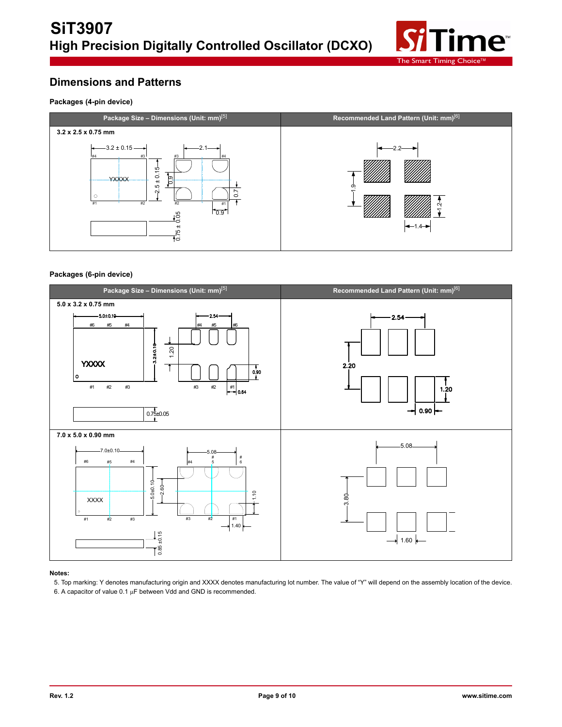## Dimensions and Patterns

### Packages (4-pin device)

| Package Size – Dimensions (Unit: mm)[5] | Recommended Land Pattern (Unit: mm)[6] |
|---|---|
| 3.2 x 2.5 x 0.75 mm | |

### Packages (6-pin device)

| Package Size – Dimensions (Unit: mm)[5] | Recommended Land Pattern (Unit: mm)[6] |
|---|---|
| 5.0 x 3.2 x 0.75 mm | |
| 7.0 x 5.0 x 0.90 mm | |

**Notes:**

5. Top marking: Y denotes manufacturing origin and XXXX denotes manufacturing lot number. The value of "Y" will depend on the assembly location of the device.
6. A capacitor of value 0.1 µF between Vdd and GND is recommended.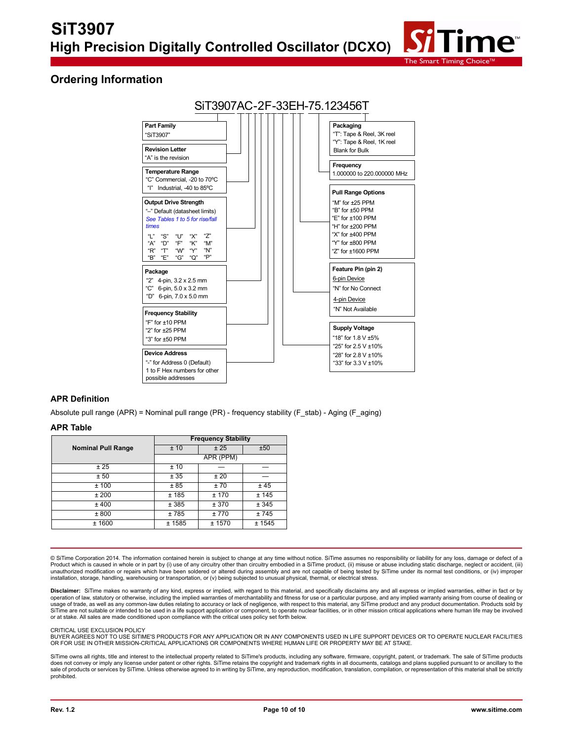## Ordering Information

SiT3907AC-2F-33EH-75.123456T

**Part Family**
"SiT3907"

**Revision Letter**
"A" is the revision

**Temperature Range**
"C" Commercial, -20 to 70ºC
"I" Industrial, -40 to 85ºC

**Output Drive Strength**
"–" Default (datasheet limits)
*See Tables 1 to 5 for rise/fall times*

| | | | | |
|---|---|---|---|---|
| "L" | "S" | "U" | "X" | "Z" |
| "A" | "D" | "F" | "K" | "M" |
| "R" | "T" | "W" | "Y" | "N" |
| "B" | "E" | "G" | "Q" | "P" |

**Package**
"2" 4-pin, 3.2 x 2.5 mm
"C" 6-pin, 5.0 x 3.2 mm
"D" 6-pin, 7.0 x 5.0 mm

**Frequency Stability**
"F" for ±10 PPM
"2" for ±25 PPM
"3" for ±50 PPM

**Device Address**
"-" for Address 0 (Default)
1 to F Hex numbers for other possible addresses

**Packaging**
"T": Tape & Reel, 3K reel
"Y": Tape & Reel, 1K reel
Blank for Bulk

**Frequency**
1.000000 to 220.000000 MHz

**Pull Range Options**
"M" for ±25 PPM
"B" for ±50 PPM
"E" for ±100 PPM
"H" for ±200 PPM
"X" for ±400 PPM
"Y" for ±800 PPM
"Z" for ±1600 PPM

**Feature Pin (pin 2)**
6-pin Device
"N" for No Connect
4-pin Device
"N" Not Available

**Supply Voltage**
"18" for 1.8 V ±5%
"25" for 2.5 V ±10%
"28" for 2.8 V ±10%
"33" for 3.3 V ±10%

### APR Definition

Absolute pull range (APR) = Nominal pull range (PR) - frequency stability (F_stab) - Aging (F_aging)

### APR Table

| Nominal Pull Range | Frequency Stability | | |
|---|---|---|---|
| | ± 10 | ± 25 | ±50 |
| | APR (PPM) | | |
| ± 25 | ± 10 | — | — |
| ± 50 | ± 35 | ± 20 | — |
| ± 100 | ± 85 | ± 70 | ± 45 |
| ± 200 | ± 185 | ± 170 | ± 145 |
| ± 400 | ± 385 | ± 370 | ± 345 |
| ± 800 | ± 785 | ± 770 | ± 745 |
| ± 1600 | ± 1585 | ± 1570 | ± 1545 |

© SiTime Corporation 2014. The information contained herein is subject to change at any time without notice. SiTime assumes no responsibility or liability for any loss, damage or defect of a Product which is caused in whole or in part by (i) use of any circuitry other than circuitry embodied in a SiTime product, (ii) misuse or abuse including static discharge, neglect or accident, (iii) unauthorized modification or repairs which have been soldered or altered during assembly and are not capable of being tested by SiTime under its normal test conditions, or (iv) improper installation, storage, handling, warehousing or transportation, or (v) being subjected to unusual physical, thermal, or electrical stress.

**Disclaimer:** SiTime makes no warranty of any kind, express or implied, with regard to this material, and specifically disclaims any and all express or implied warranties, either in fact or by operation of law, statutory or otherwise, including the implied warranties of merchantability and fitness for use or a particular purpose, and any implied warranty arising from course of dealing or usage of trade, as well as any common-law duties relating to accuracy or lack of negligence, with respect to this material, any SiTime product and any product documentation. Products sold by SiTime are not suitable or intended to be used in a life support application or component, to operate nuclear facilities, or in other mission critical applications where human life may be involved or at stake. All sales are made conditioned upon compliance with the critical uses policy set forth below.

CRITICAL USE EXCLUSION POLICY
BUYER AGREES NOT TO USE SITIME'S PRODUCTS FOR ANY APPLICATION OR IN ANY COMPONENTS USED IN LIFE SUPPORT DEVICES OR TO OPERATE NUCLEAR FACILITIES OR FOR USE IN OTHER MISSION-CRITICAL APPLICATIONS OR COMPONENTS WHERE HUMAN LIFE OR PROPERTY MAY BE AT STAKE.

SiTime owns all rights, title and interest to the intellectual property related to SiTime's products, including any software, firmware, copyright, patent, or trademark. The sale of SiTime products does not convey or imply any license under patent or other rights. SiTime retains the copyright and trademark rights in all documents, catalogs and plans supplied pursuant to or ancillary to the sale of products or services by SiTime. Unless otherwise agreed to in writing by SiTime, any reproduction, modification, translation, compilation, or representation of this material shall be strictly prohibited.